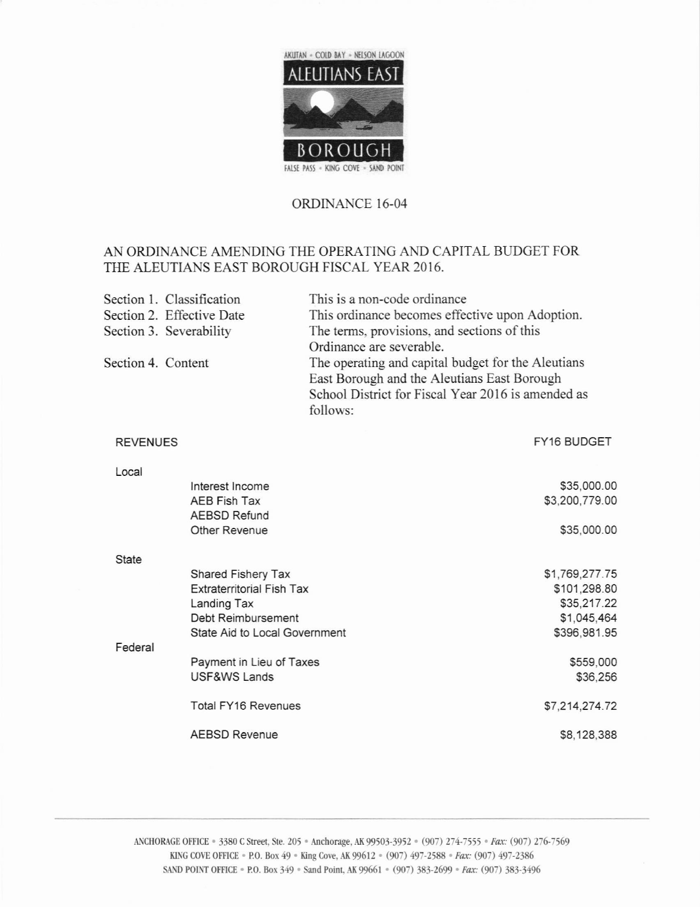AKUTAN • COLD BAY • NELSON LAGOON

ALEUTIANS EAST BOROUGH

FALSE PASS • KING COVE • SAND POINT

# ORDINANCE 16-04

## AN ORDINANCE AMENDING THE OPERATING AND CAPITAL BUDGET FOR THE ALEUTIANS EAST BOROUGH FISCAL YEAR 2016.

| | |
|---|---|
| Section 1. Classification | This is a non-code ordinance |
| Section 2. Effective Date | This ordinance becomes effective upon Adoption. |
| Section 3. Severability | The terms, provisions, and sections of this Ordinance are severable. |
| Section 4. Content | The operating and capital budget for the Aleutians East Borough and the Aleutians East Borough School District for Fiscal Year 2016 is amended as follows: |

| REVENUES | | FY16 BUDGET |
|---|---|---|
| Local | | |
| | Interest Income | $35,000.00 |
| | AEB Fish Tax | $3,200,779.00 |
| | AEBSD Refund | |
| | Other Revenue | $35,000.00 |
| State | | |
| | Shared Fishery Tax | $1,769,277.75 |
| | Extraterritorial Fish Tax | $101,298.80 |
| | Landing Tax | $35,217.22 |
| | Debt Reimbursement | $1,045,464 |
| | State Aid to Local Government | $396,981.95 |
| Federal | | |
| | Payment in Lieu of Taxes | $559,000 |
| | USF&WS Lands | $36,256 |
| | Total FY16 Revenues | $7,214,274.72 |
| | AEBSD Revenue | $8,128,388 |

ANCHORAGE OFFICE • 3380 C Street, Ste. 205 • Anchorage, AK 99503-3952 • (907) 274-7555 • *Fax:* (907) 276-7569
KING COVE OFFICE • P.O. Box 49 • King Cove, AK 99612 • (907) 497-2588 • *Fax:* (907) 497-2386
SAND POINT OFFICE • P.O. Box 349 • Sand Point, AK 99661 • (907) 383-2699 • *Fax:* (907) 383-3496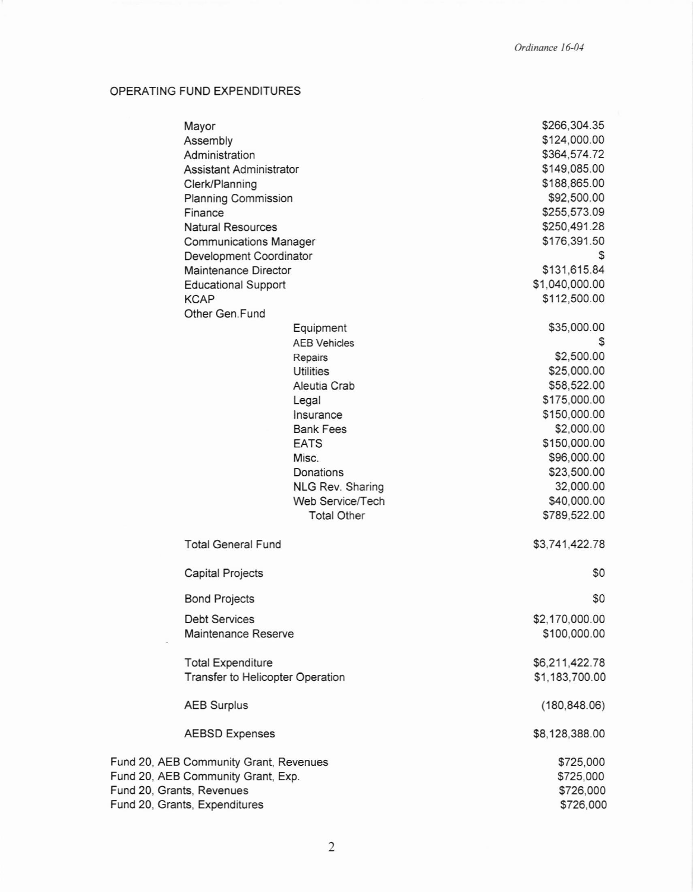## OPERATING FUND EXPENDITURES

| | | |
|---|---|---|
| Mayor | | $266,304.35 |
| Assembly | | $124,000.00 |
| Administration | | $364,574.72 |
| Assistant Administrator | | $149,085.00 |
| Clerk/Planning | | $188,865.00 |
| Planning Commission | | $92,500.00 |
| Finance | | $255,573.09 |
| Natural Resources | | $250,491.28 |
| Communications Manager | | $176,391.50 |
| Development Coordinator | | $ |
| Maintenance Director | | $131,615.84 |
| Educational Support | | $1,040,000.00 |
| KCAP | | $112,500.00 |
| Other Gen.Fund | | |
| | Equipment | $35,000.00 |
| | AEB Vehicles | $ |
| | Repairs | $2,500.00 |
| | Utilities | $25,000.00 |
| | Aleutia Crab | $58,522.00 |
| | Legal | $175,000.00 |
| | Insurance | $150,000.00 |
| | Bank Fees | $2,000.00 |
| | EATS | $150,000.00 |
| | Misc. | $96,000.00 |
| | Donations | $23,500.00 |
| | NLG Rev. Sharing | 32,000.00 |
| | Web Service/Tech | $40,000.00 |
| | Total Other | $789,522.00 |
| Total General Fund | | $3,741,422.78 |
| Capital Projects | | $0 |
| Bond Projects | | $0 |
| Debt Services | | $2,170,000.00 |
| Maintenance Reserve | | $100,000.00 |
| Total Expenditure | | $6,211,422.78 |
| Transfer to Helicopter Operation | | $1,183,700.00 |
| AEB Surplus | | (180,848.06) |
| AEBSD Expenses | | $8,128,388.00 |

| | |
|---|---|
| Fund 20, AEB Community Grant, Revenues | $725,000 |
| Fund 20, AEB Community Grant, Exp. | $725,000 |
| Fund 20, Grants, Revenues | $726,000 |
| Fund 20, Grants, Expenditures | $726,000 |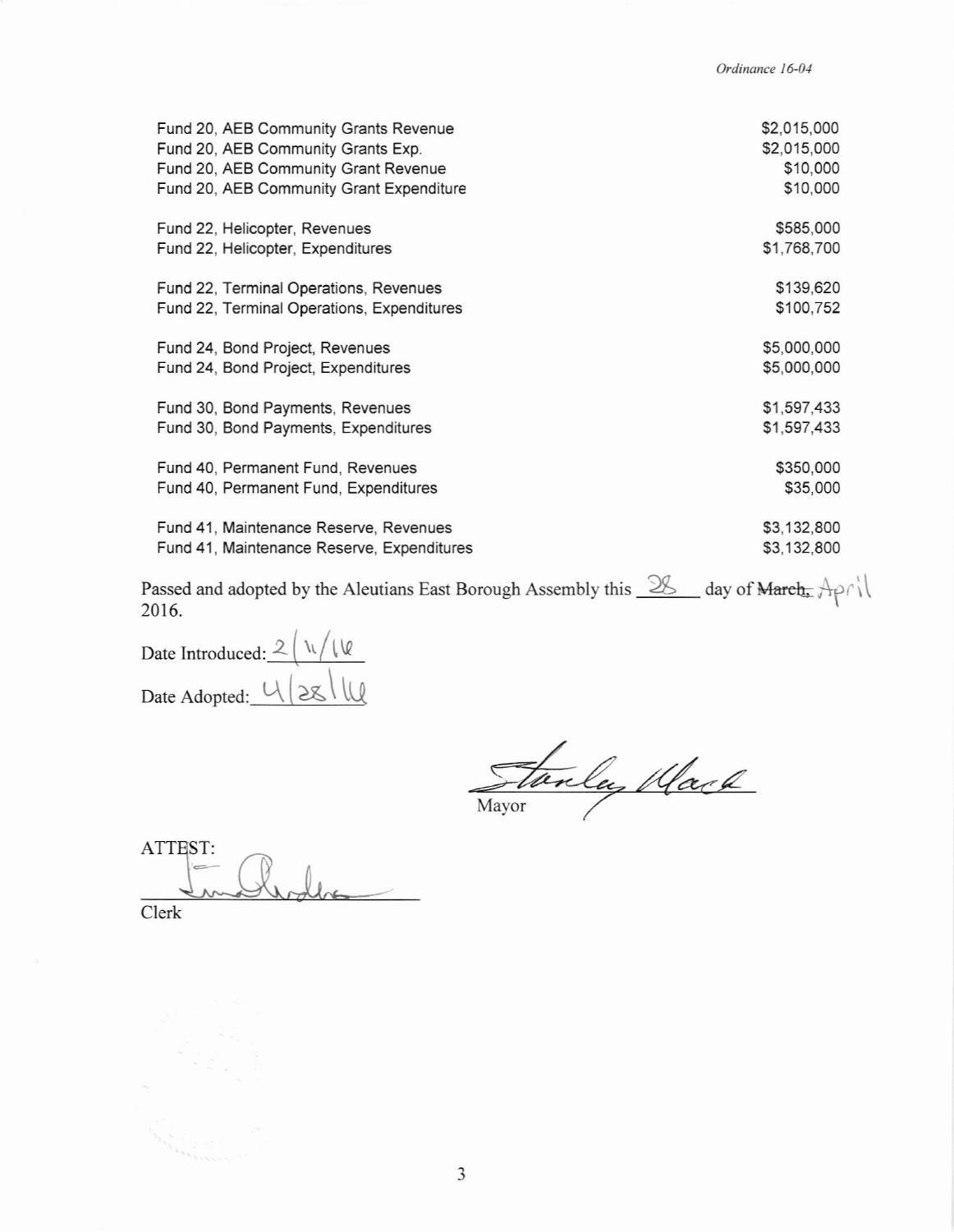| | |
|---|---|
| Fund 20, AEB Community Grants Revenue | $2,015,000 |
| Fund 20, AEB Community Grants Exp. | $2,015,000 |
| Fund 20, AEB Community Grant Revenue | $10,000 |
| Fund 20, AEB Community Grant Expenditure | $10,000 |
| Fund 22, Helicopter, Revenues | $585,000 |
| Fund 22, Helicopter, Expenditures | $1,768,700 |
| Fund 22, Terminal Operations, Revenues | $139,620 |
| Fund 22, Terminal Operations, Expenditures | $100,752 |
| Fund 24, Bond Project, Revenues | $5,000,000 |
| Fund 24, Bond Project, Expenditures | $5,000,000 |
| Fund 30, Bond Payments, Revenues | $1,597,433 |
| Fund 30, Bond Payments, Expenditures | $1,597,433 |
| Fund 40, Permanent Fund, Revenues | $350,000 |
| Fund 40, Permanent Fund, Expenditures | $35,000 |
| Fund 41, Maintenance Reserve, Revenues | $3,132,800 |
| Fund 41, Maintenance Reserve, Expenditures | $3,132,800 |

Passed and adopted by the Aleutians East Borough Assembly this 28 day of ~~March,~~ April 2016.

Date Introduced: 2/11/16

Date Adopted: 4/28/16

Stanley Mack
Mayor

ATTEST:

Clerk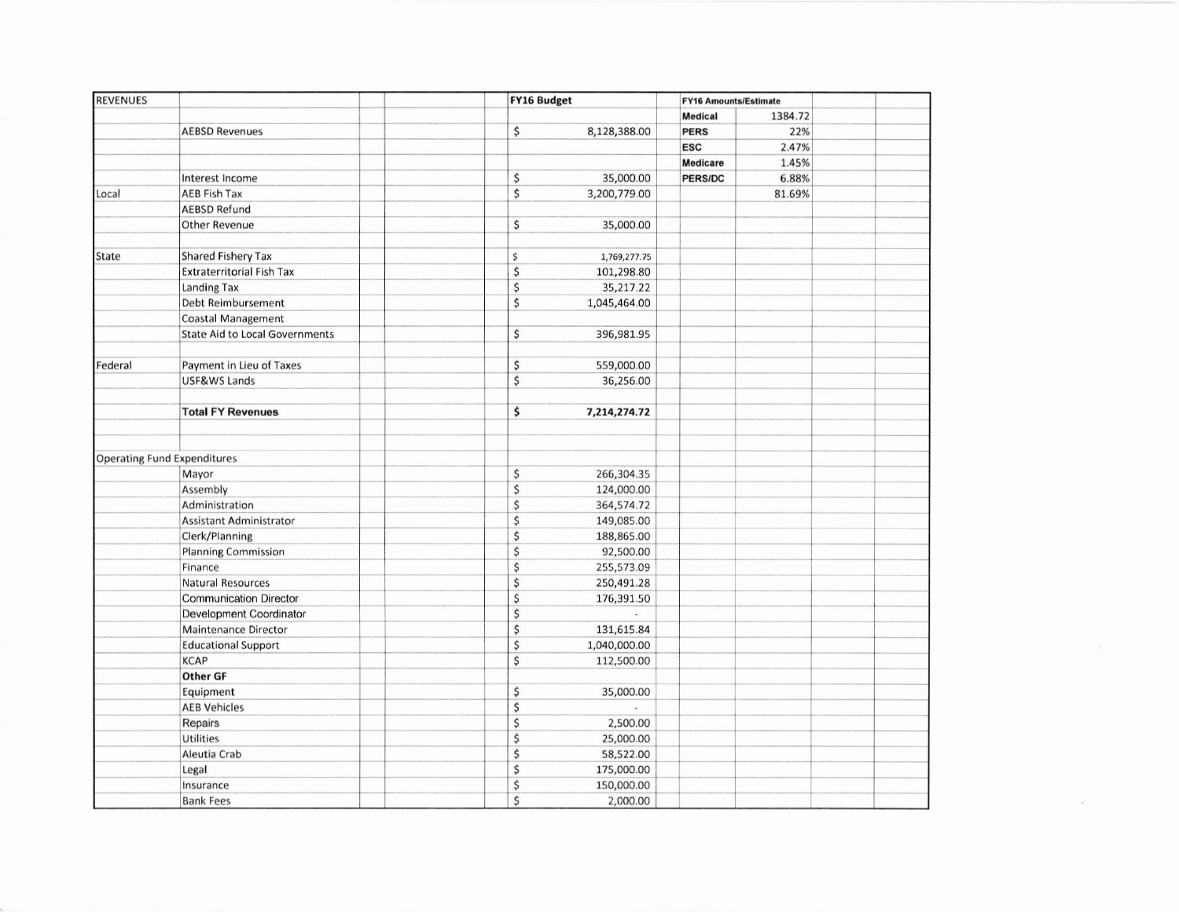| REVENUES | | FY16 Budget | FY16 Amounts/Estimate | |
|---|---|---|---|---|
| | | | Medical | 1384.72 |
| | AEBSD Revenues | $ 8,128,388.00 | PERS | 22% |
| | | | ESC | 2.47% |
| | | | Medicare | 1.45% |
| | Interest Income | $ 35,000.00 | PERS/DC | 6.88% |
| Local | AEB Fish Tax | $ 3,200,779.00 | | 81.69% |
| | AEBSD Refund | | | |
| | Other Revenue | $ 35,000.00 | | |
| | | | | |
| State | Shared Fishery Tax | $ 1,769,277.75 | | |
| | Extraterritorial Fish Tax | $ 101,298.80 | | |
| | Landing Tax | $ 35,217.22 | | |
| | Debt Reimbursement | $ 1,045,464.00 | | |
| | Coastal Management | | | |
| | State Aid to Local Governments | $ 396,981.95 | | |
| | | | | |
| Federal | Payment in Lieu of Taxes | $ 559,000.00 | | |
| | USF&WS Lands | $ 36,256.00 | | |
| | | | | |
| | **Total FY Revenues** | **$ 7,214,274.72** | | |
| | | | | |
| | | | | |
| Operating Fund Expenditures | | | | |
| | Mayor | $ 266,304.35 | | |
| | Assembly | $ 124,000.00 | | |
| | Administration | $ 364,574.72 | | |
| | Assistant Administrator | $ 149,085.00 | | |
| | Clerk/Planning | $ 188,865.00 | | |
| | Planning Commission | $ 92,500.00 | | |
| | Finance | $ 255,573.09 | | |
| | Natural Resources | $ 250,491.28 | | |
| | Communication Director | $ 176,391.50 | | |
| | Development Coordinator | $ - | | |
| | Maintenance Director | $ 131,615.84 | | |
| | Educational Support | $ 1,040,000.00 | | |
| | KCAP | $ 112,500.00 | | |
| | **Other GF** | | | |
| | Equipment | $ 35,000.00 | | |
| | AEB Vehicles | $ - | | |
| | Repairs | $ 2,500.00 | | |
| | Utilities | $ 25,000.00 | | |
| | Aleutia Crab | $ 58,522.00 | | |
| | Legal | $ 175,000.00 | | |
| | Insurance | $ 150,000.00 | | |
| | Bank Fees | $ 2,000.00 | | |